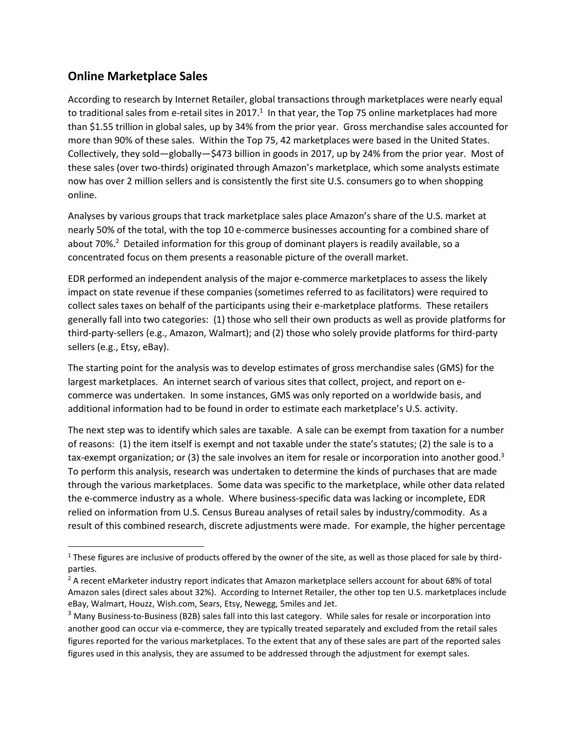## Online Marketplace Sales

According to research by Internet Retailer, global transactions through marketplaces were nearly equal to traditional sales from e-retail sites in 2017.[1] In that year, the Top 75 online marketplaces had more than $1.55 trillion in global sales, up by 34% from the prior year. Gross merchandise sales accounted for more than 90% of these sales. Within the Top 75, 42 marketplaces were based in the United States. Collectively, they sold—globally—$473 billion in goods in 2017, up by 24% from the prior year. Most of these sales (over two-thirds) originated through Amazon's marketplace, which some analysts estimate now has over 2 million sellers and is consistently the first site U.S. consumers go to when shopping online.

Analyses by various groups that track marketplace sales place Amazon's share of the U.S. market at nearly 50% of the total, with the top 10 e-commerce businesses accounting for a combined share of about 70%.[2] Detailed information for this group of dominant players is readily available, so a concentrated focus on them presents a reasonable picture of the overall market.

EDR performed an independent analysis of the major e-commerce marketplaces to assess the likely impact on state revenue if these companies (sometimes referred to as facilitators) were required to collect sales taxes on behalf of the participants using their e-marketplace platforms. These retailers generally fall into two categories: (1) those who sell their own products as well as provide platforms for third-party-sellers (e.g., Amazon, Walmart); and (2) those who solely provide platforms for third-party sellers (e.g., Etsy, eBay).

The starting point for the analysis was to develop estimates of gross merchandise sales (GMS) for the largest marketplaces. An internet search of various sites that collect, project, and report on e-commerce was undertaken. In some instances, GMS was only reported on a worldwide basis, and additional information had to be found in order to estimate each marketplace's U.S. activity.

The next step was to identify which sales are taxable. A sale can be exempt from taxation for a number of reasons: (1) the item itself is exempt and not taxable under the state's statutes; (2) the sale is to a tax-exempt organization; or (3) the sale involves an item for resale or incorporation into another good.[3] To perform this analysis, research was undertaken to determine the kinds of purchases that are made through the various marketplaces. Some data was specific to the marketplace, while other data related the e-commerce industry as a whole. Where business-specific data was lacking or incomplete, EDR relied on information from U.S. Census Bureau analyses of retail sales by industry/commodity. As a result of this combined research, discrete adjustments were made. For example, the higher percentage

---

[1] These figures are inclusive of products offered by the owner of the site, as well as those placed for sale by third-parties.

[2] A recent eMarketer industry report indicates that Amazon marketplace sellers account for about 68% of total Amazon sales (direct sales about 32%). According to Internet Retailer, the other top ten U.S. marketplaces include eBay, Walmart, Houzz, Wish.com, Sears, Etsy, Newegg, 5miles and Jet.

[3] Many Business-to-Business (B2B) sales fall into this last category. While sales for resale or incorporation into another good can occur via e-commerce, they are typically treated separately and excluded from the retail sales figures reported for the various marketplaces. To the extent that any of these sales are part of the reported sales figures used in this analysis, they are assumed to be addressed through the adjustment for exempt sales.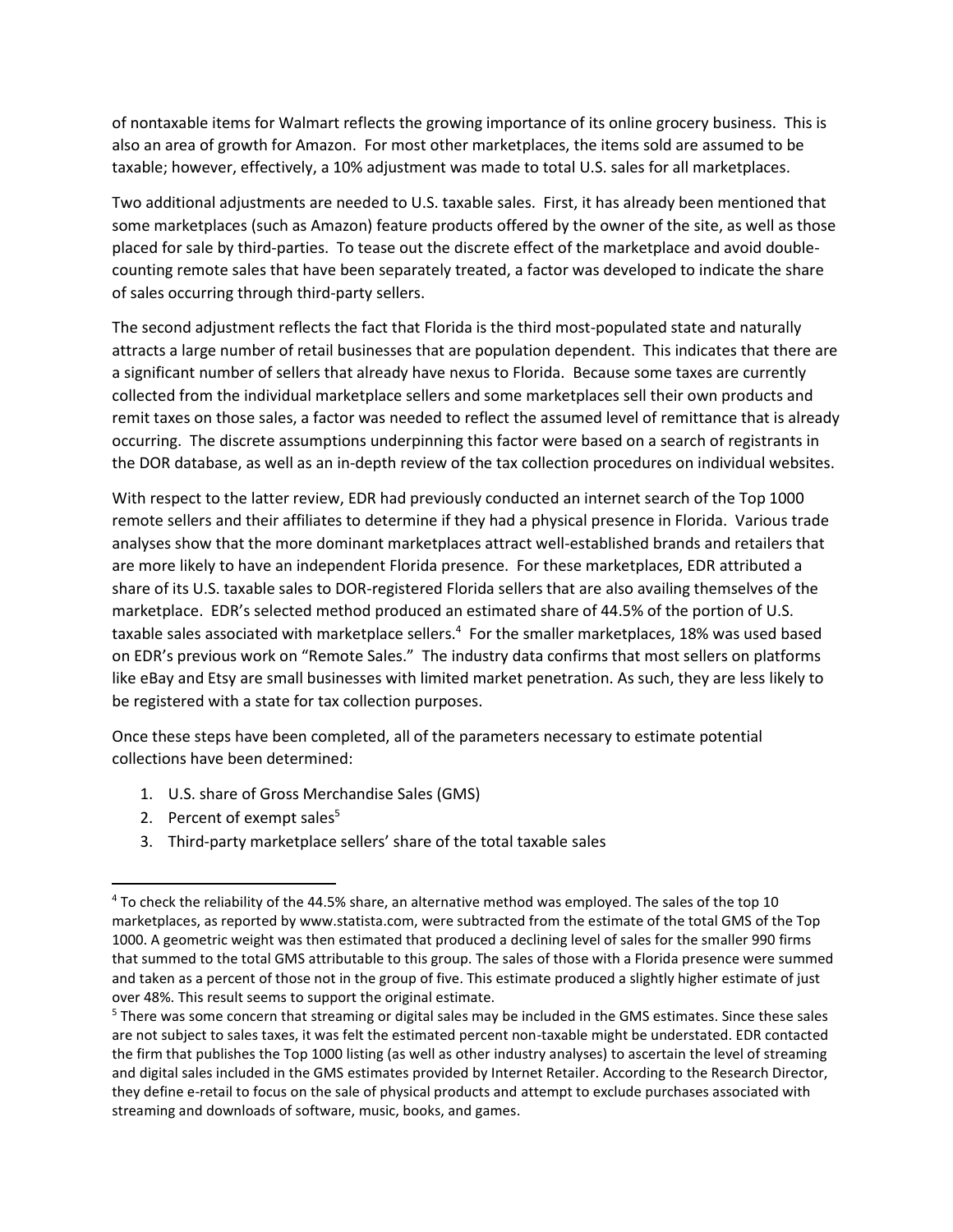of nontaxable items for Walmart reflects the growing importance of its online grocery business. This is also an area of growth for Amazon. For most other marketplaces, the items sold are assumed to be taxable; however, effectively, a 10% adjustment was made to total U.S. sales for all marketplaces.

Two additional adjustments are needed to U.S. taxable sales. First, it has already been mentioned that some marketplaces (such as Amazon) feature products offered by the owner of the site, as well as those placed for sale by third-parties. To tease out the discrete effect of the marketplace and avoid double-counting remote sales that have been separately treated, a factor was developed to indicate the share of sales occurring through third-party sellers.

The second adjustment reflects the fact that Florida is the third most-populated state and naturally attracts a large number of retail businesses that are population dependent. This indicates that there are a significant number of sellers that already have nexus to Florida. Because some taxes are currently collected from the individual marketplace sellers and some marketplaces sell their own products and remit taxes on those sales, a factor was needed to reflect the assumed level of remittance that is already occurring. The discrete assumptions underpinning this factor were based on a search of registrants in the DOR database, as well as an in-depth review of the tax collection procedures on individual websites.

With respect to the latter review, EDR had previously conducted an internet search of the Top 1000 remote sellers and their affiliates to determine if they had a physical presence in Florida. Various trade analyses show that the more dominant marketplaces attract well-established brands and retailers that are more likely to have an independent Florida presence. For these marketplaces, EDR attributed a share of its U.S. taxable sales to DOR-registered Florida sellers that are also availing themselves of the marketplace. EDR's selected method produced an estimated share of 44.5% of the portion of U.S. taxable sales associated with marketplace sellers.[4] For the smaller marketplaces, 18% was used based on EDR's previous work on "Remote Sales." The industry data confirms that most sellers on platforms like eBay and Etsy are small businesses with limited market penetration. As such, they are less likely to be registered with a state for tax collection purposes.

Once these steps have been completed, all of the parameters necessary to estimate potential collections have been determined:

1. U.S. share of Gross Merchandise Sales (GMS)
2. Percent of exempt sales[5]
3. Third-party marketplace sellers' share of the total taxable sales

[4] To check the reliability of the 44.5% share, an alternative method was employed. The sales of the top 10 marketplaces, as reported by www.statista.com, were subtracted from the estimate of the total GMS of the Top 1000. A geometric weight was then estimated that produced a declining level of sales for the smaller 990 firms that summed to the total GMS attributable to this group. The sales of those with a Florida presence were summed and taken as a percent of those not in the group of five. This estimate produced a slightly higher estimate of just over 48%. This result seems to support the original estimate.

[5] There was some concern that streaming or digital sales may be included in the GMS estimates. Since these sales are not subject to sales taxes, it was felt the estimated percent non-taxable might be understated. EDR contacted the firm that publishes the Top 1000 listing (as well as other industry analyses) to ascertain the level of streaming and digital sales included in the GMS estimates provided by Internet Retailer. According to the Research Director, they define e-retail to focus on the sale of physical products and attempt to exclude purchases associated with streaming and downloads of software, music, books, and games.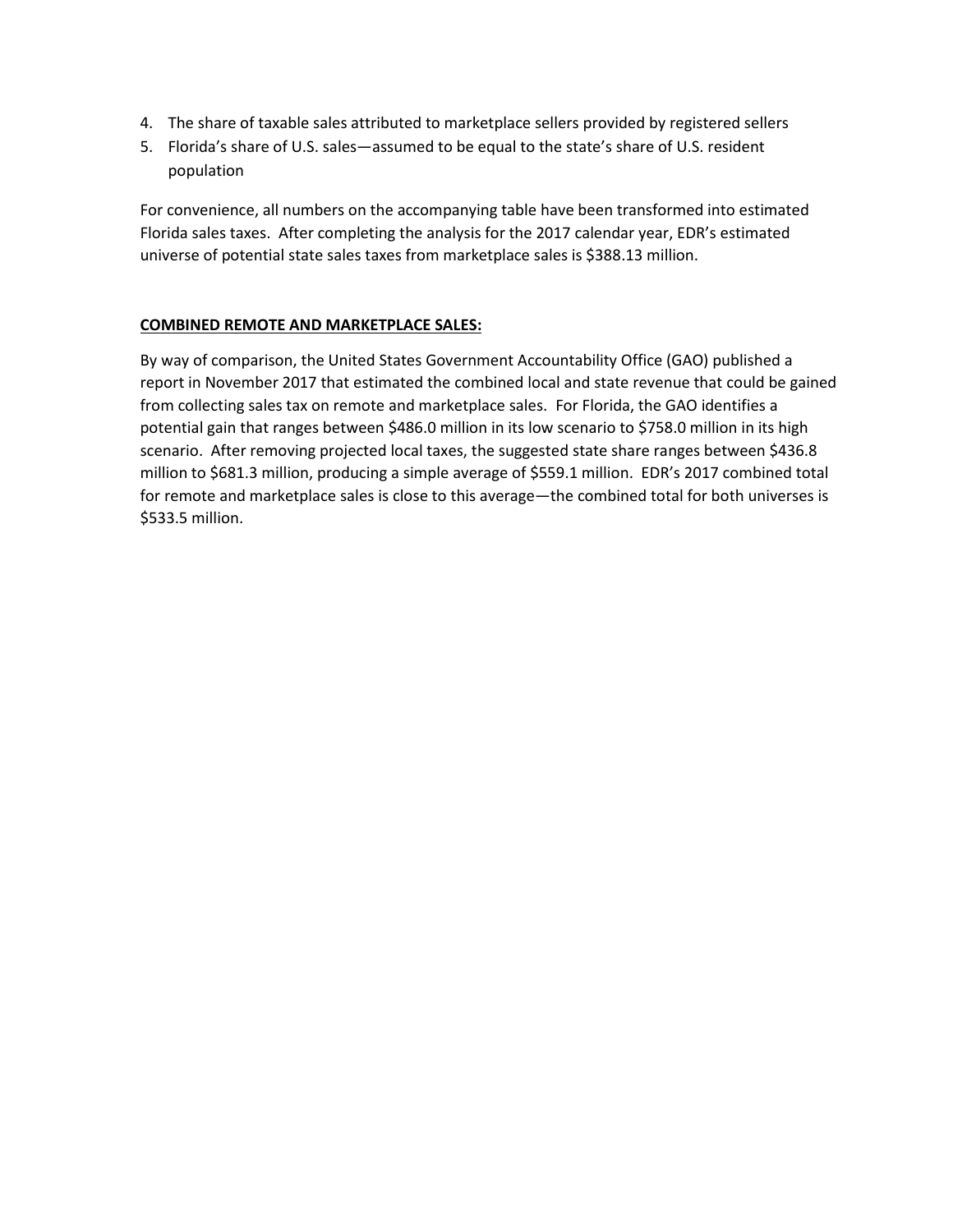4. The share of taxable sales attributed to marketplace sellers provided by registered sellers
5. Florida's share of U.S. sales—assumed to be equal to the state's share of U.S. resident population

For convenience, all numbers on the accompanying table have been transformed into estimated Florida sales taxes. After completing the analysis for the 2017 calendar year, EDR's estimated universe of potential state sales taxes from marketplace sales is $388.13 million.

**COMBINED REMOTE AND MARKETPLACE SALES:**

By way of comparison, the United States Government Accountability Office (GAO) published a report in November 2017 that estimated the combined local and state revenue that could be gained from collecting sales tax on remote and marketplace sales. For Florida, the GAO identifies a potential gain that ranges between $486.0 million in its low scenario to $758.0 million in its high scenario. After removing projected local taxes, the suggested state share ranges between $436.8 million to $681.3 million, producing a simple average of $559.1 million. EDR's 2017 combined total for remote and marketplace sales is close to this average—the combined total for both universes is $533.5 million.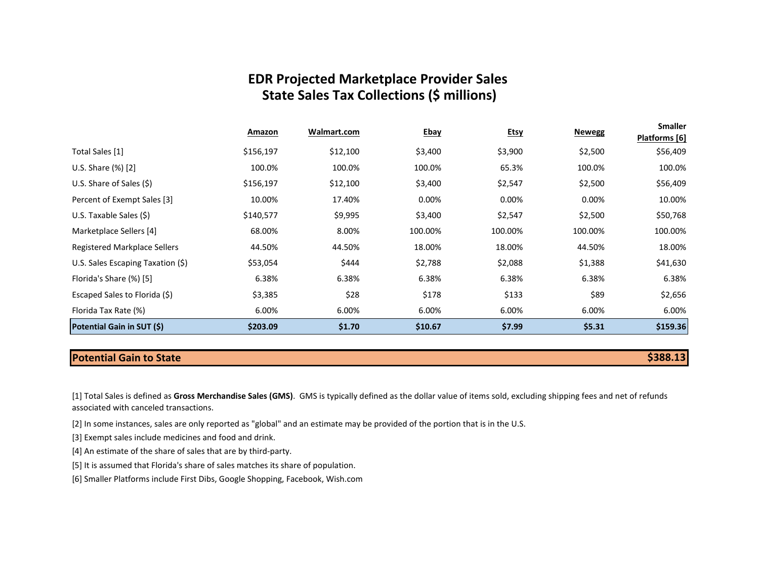# EDR Projected Marketplace Provider Sales
# State Sales Tax Collections ($ millions)

| | Amazon | Walmart.com | Ebay | Etsy | Newegg | Smaller Platforms [6] |
|---|---|---|---|---|---|---|
| Total Sales [1] | $156,197 | $12,100 | $3,400 | $3,900 | $2,500 | $56,409 |
| U.S. Share (%) [2] | 100.0% | 100.0% | 100.0% | 65.3% | 100.0% | 100.0% |
| U.S. Share of Sales ($) | $156,197 | $12,100 | $3,400 | $2,547 | $2,500 | $56,409 |
| Percent of Exempt Sales [3] | 10.00% | 17.40% | 0.00% | 0.00% | 0.00% | 10.00% |
| U.S. Taxable Sales ($) | $140,577 | $9,995 | $3,400 | $2,547 | $2,500 | $50,768 |
| Marketplace Sellers [4] | 68.00% | 8.00% | 100.00% | 100.00% | 100.00% | 100.00% |
| Registered Markplace Sellers | 44.50% | 44.50% | 18.00% | 18.00% | 44.50% | 18.00% |
| U.S. Sales Escaping Taxation ($) | $53,054 | $444 | $2,788 | $2,088 | $1,388 | $41,630 |
| Florida's Share (%) [5] | 6.38% | 6.38% | 6.38% | 6.38% | 6.38% | 6.38% |
| Escaped Sales to Florida ($) | $3,385 | $28 | $178 | $133 | $89 | $2,656 |
| Florida Tax Rate (%) | 6.00% | 6.00% | 6.00% | 6.00% | 6.00% | 6.00% |
| **Potential Gain in SUT ($)** | **$203.09** | **$1.70** | **$10.67** | **$7.99** | **$5.31** | **$159.36** |

**Potential Gain to State** **$388.13**

[1] Total Sales is defined as **Gross Merchandise Sales (GMS)**. GMS is typically defined as the dollar value of items sold, excluding shipping fees and net of refunds associated with canceled transactions.

[2] In some instances, sales are only reported as "global" and an estimate may be provided of the portion that is in the U.S.

[3] Exempt sales include medicines and food and drink.

[4] An estimate of the share of sales that are by third-party.

[5] It is assumed that Florida's share of sales matches its share of population.

[6] Smaller Platforms include First Dibs, Google Shopping, Facebook, Wish.com